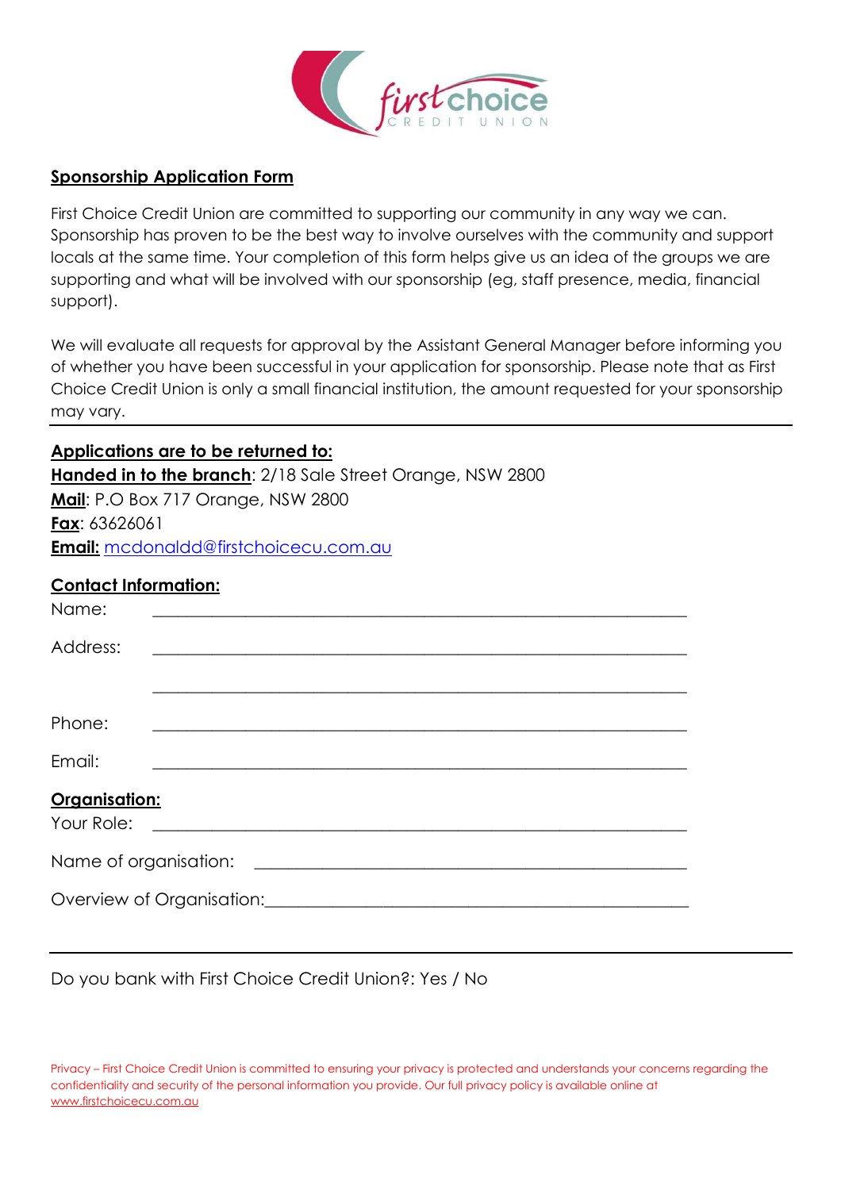## Sponsorship Application Form

First Choice Credit Union are committed to supporting our community in any way we can. Sponsorship has proven to be the best way to involve ourselves with the community and support locals at the same time. Your completion of this form helps give us an idea of the groups we are supporting and what will be involved with our sponsorship (eg, staff presence, media, financial support).

We will evaluate all requests for approval by the Assistant General Manager before informing you of whether you have been successful in your application for sponsorship. Please note that as First Choice Credit Union is only a small financial institution, the amount requested for your sponsorship may vary.

---

**Applications are to be returned to:**

**Handed in to the branch**: 2/18 Sale Street Orange, NSW 2800
**Mail**: P.O Box 717 Orange, NSW 2800
**Fax**: 63626061
**Email:** mcdonaldd@firstchoicecu.com.au

**Contact Information:**

Name: ______________________________________________________________

Address: ______________________________________________________________

______________________________________________________________

Phone: ______________________________________________________________

Email: ______________________________________________________________

**Organisation:**

Your Role: ______________________________________________________________

Name of organisation: ______________________________________________

Overview of Organisation:______________________________________________

---

Do you bank with First Choice Credit Union?: Yes / No

Privacy – First Choice Credit Union is committed to ensuring your privacy is protected and understands your concerns regarding the confidentiality and security of the personal information you provide. Our full privacy policy is available online at www.firstchoicecu.com.au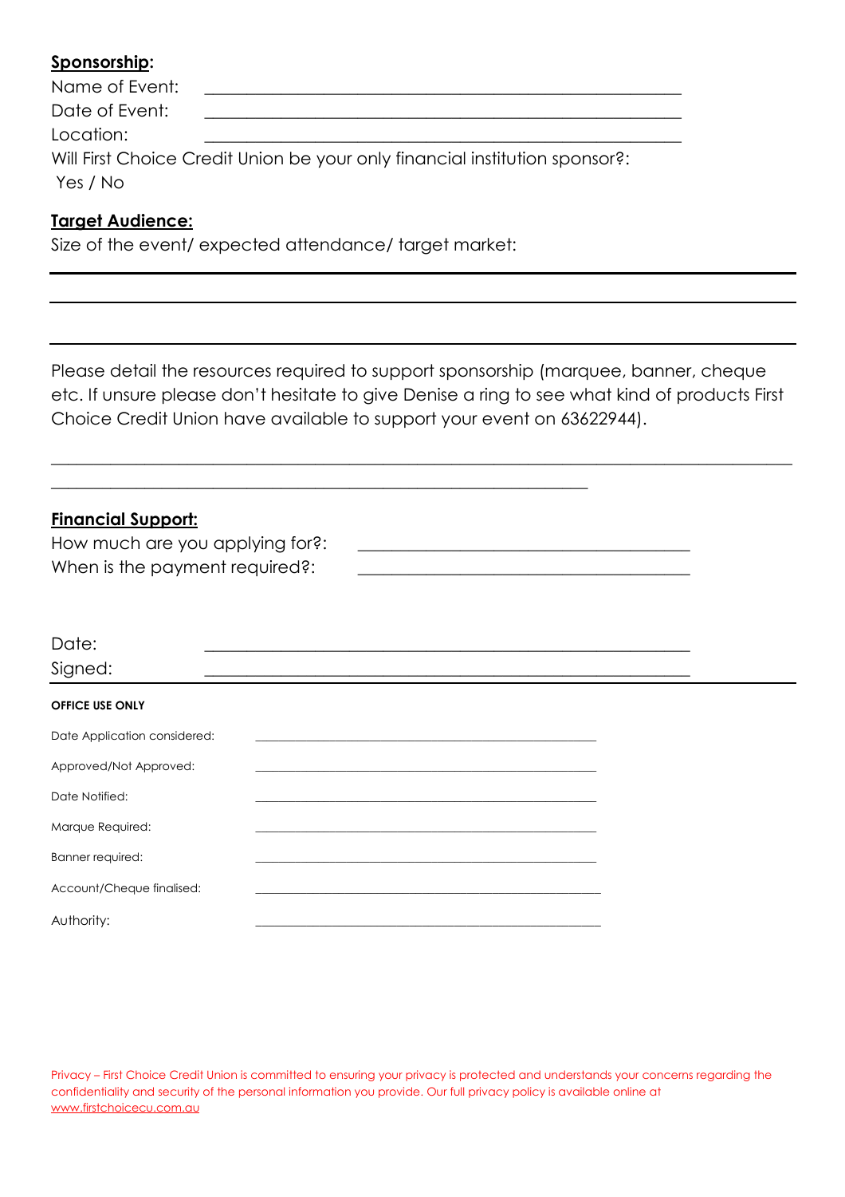**Sponsorship:**

Name of Event: \_\_\_\_\_\_\_\_\_\_\_\_\_\_\_\_\_\_\_\_\_\_\_\_\_\_\_\_\_\_\_\_\_\_\_\_\_\_\_\_\_\_\_\_

Date of Event: \_\_\_\_\_\_\_\_\_\_\_\_\_\_\_\_\_\_\_\_\_\_\_\_\_\_\_\_\_\_\_\_\_\_\_\_\_\_\_\_\_\_\_\_

Location: \_\_\_\_\_\_\_\_\_\_\_\_\_\_\_\_\_\_\_\_\_\_\_\_\_\_\_\_\_\_\_\_\_\_\_\_\_\_\_\_\_\_\_\_

Will First Choice Credit Union be your only financial institution sponsor?:
Yes / No

**Target Audience:**

Size of the event/ expected attendance/ target market:

---

---

---

Please detail the resources required to support sponsorship (marquee, banner, cheque etc. If unsure please don't hesitate to give Denise a ring to see what kind of products First Choice Credit Union have available to support your event on 63622944).

\_\_\_\_\_\_\_\_\_\_\_\_\_\_\_\_\_\_\_\_\_\_\_\_\_\_\_\_\_\_\_\_\_\_\_\_\_\_\_\_\_\_\_\_\_\_\_\_\_\_\_\_\_\_\_\_\_\_\_\_\_\_\_\_\_\_

\_\_\_\_\_\_\_\_\_\_\_\_\_\_\_\_\_\_\_\_\_\_\_\_\_\_\_\_\_\_\_\_\_\_\_\_\_\_\_\_\_\_\_\_\_\_

**Financial Support:**

How much are you applying for?: \_\_\_\_\_\_\_\_\_\_\_\_\_\_\_\_\_\_\_\_\_\_\_\_\_\_\_\_\_\_

When is the payment required?: \_\_\_\_\_\_\_\_\_\_\_\_\_\_\_\_\_\_\_\_\_\_\_\_\_\_\_\_\_\_

Date: \_\_\_\_\_\_\_\_\_\_\_\_\_\_\_\_\_\_\_\_\_\_\_\_\_\_\_\_\_\_\_\_\_\_\_\_\_\_\_\_\_\_\_\_

Signed: \_\_\_\_\_\_\_\_\_\_\_\_\_\_\_\_\_\_\_\_\_\_\_\_\_\_\_\_\_\_\_\_\_\_\_\_\_\_\_\_\_\_\_\_

---

**OFFICE USE ONLY**

Date Application considered: \_\_\_\_\_\_\_\_\_\_\_\_\_\_\_\_\_\_\_\_\_\_\_\_\_\_\_\_\_\_

Approved/Not Approved: \_\_\_\_\_\_\_\_\_\_\_\_\_\_\_\_\_\_\_\_\_\_\_\_\_\_\_\_\_\_

Date Notified: \_\_\_\_\_\_\_\_\_\_\_\_\_\_\_\_\_\_\_\_\_\_\_\_\_\_\_\_\_\_

Marque Required: \_\_\_\_\_\_\_\_\_\_\_\_\_\_\_\_\_\_\_\_\_\_\_\_\_\_\_\_\_\_

Banner required: \_\_\_\_\_\_\_\_\_\_\_\_\_\_\_\_\_\_\_\_\_\_\_\_\_\_\_\_\_\_

Account/Cheque finalised: \_\_\_\_\_\_\_\_\_\_\_\_\_\_\_\_\_\_\_\_\_\_\_\_\_\_\_\_\_\_

Authority: \_\_\_\_\_\_\_\_\_\_\_\_\_\_\_\_\_\_\_\_\_\_\_\_\_\_\_\_\_\_

Privacy – First Choice Credit Union is committed to ensuring your privacy is protected and understands your concerns regarding the confidentiality and security of the personal information you provide. Our full privacy policy is available online at www.firstchoicecu.com.au